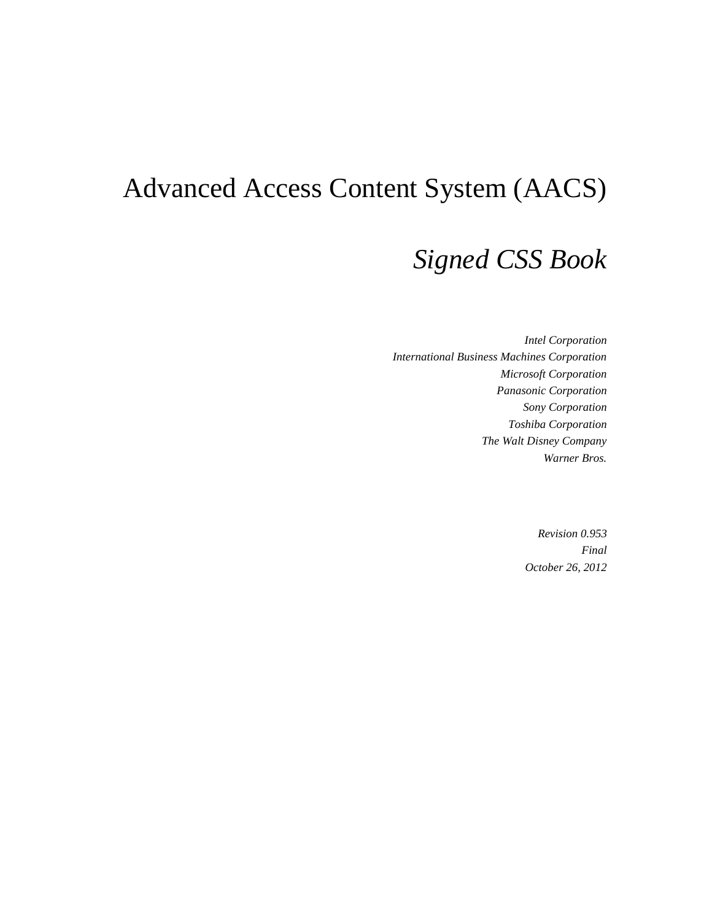# Advanced Access Content System (AACS)

## *Signed CSS Book*

*Intel Corporation*
*International Business Machines Corporation*
*Microsoft Corporation*
*Panasonic Corporation*
*Sony Corporation*
*Toshiba Corporation*
*The Walt Disney Company*
*Warner Bros.*

*Revision 0.953*
*Final*
*October 26, 2012*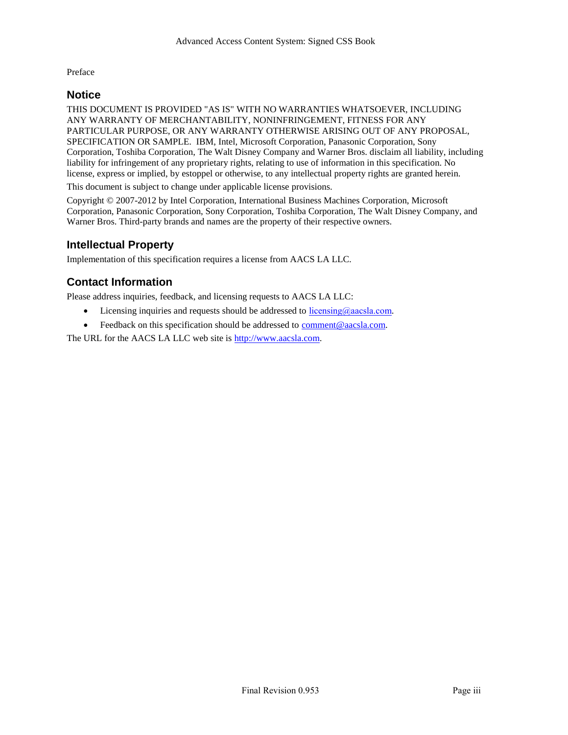Preface

## Notice

THIS DOCUMENT IS PROVIDED "AS IS" WITH NO WARRANTIES WHATSOEVER, INCLUDING ANY WARRANTY OF MERCHANTABILITY, NONINFRINGEMENT, FITNESS FOR ANY PARTICULAR PURPOSE, OR ANY WARRANTY OTHERWISE ARISING OUT OF ANY PROPOSAL, SPECIFICATION OR SAMPLE. IBM, Intel, Microsoft Corporation, Panasonic Corporation, Sony Corporation, Toshiba Corporation, The Walt Disney Company and Warner Bros. disclaim all liability, including liability for infringement of any proprietary rights, relating to use of information in this specification. No license, express or implied, by estoppel or otherwise, to any intellectual property rights are granted herein.

This document is subject to change under applicable license provisions.

Copyright © 2007-2012 by Intel Corporation, International Business Machines Corporation, Microsoft Corporation, Panasonic Corporation, Sony Corporation, Toshiba Corporation, The Walt Disney Company, and Warner Bros. Third-party brands and names are the property of their respective owners.

## Intellectual Property

Implementation of this specification requires a license from AACS LA LLC.

## Contact Information

Please address inquiries, feedback, and licensing requests to AACS LA LLC:

- Licensing inquiries and requests should be addressed to licensing@aacsla.com.
- Feedback on this specification should be addressed to comment@aacsla.com.

The URL for the AACS LA LLC web site is http://www.aacsla.com.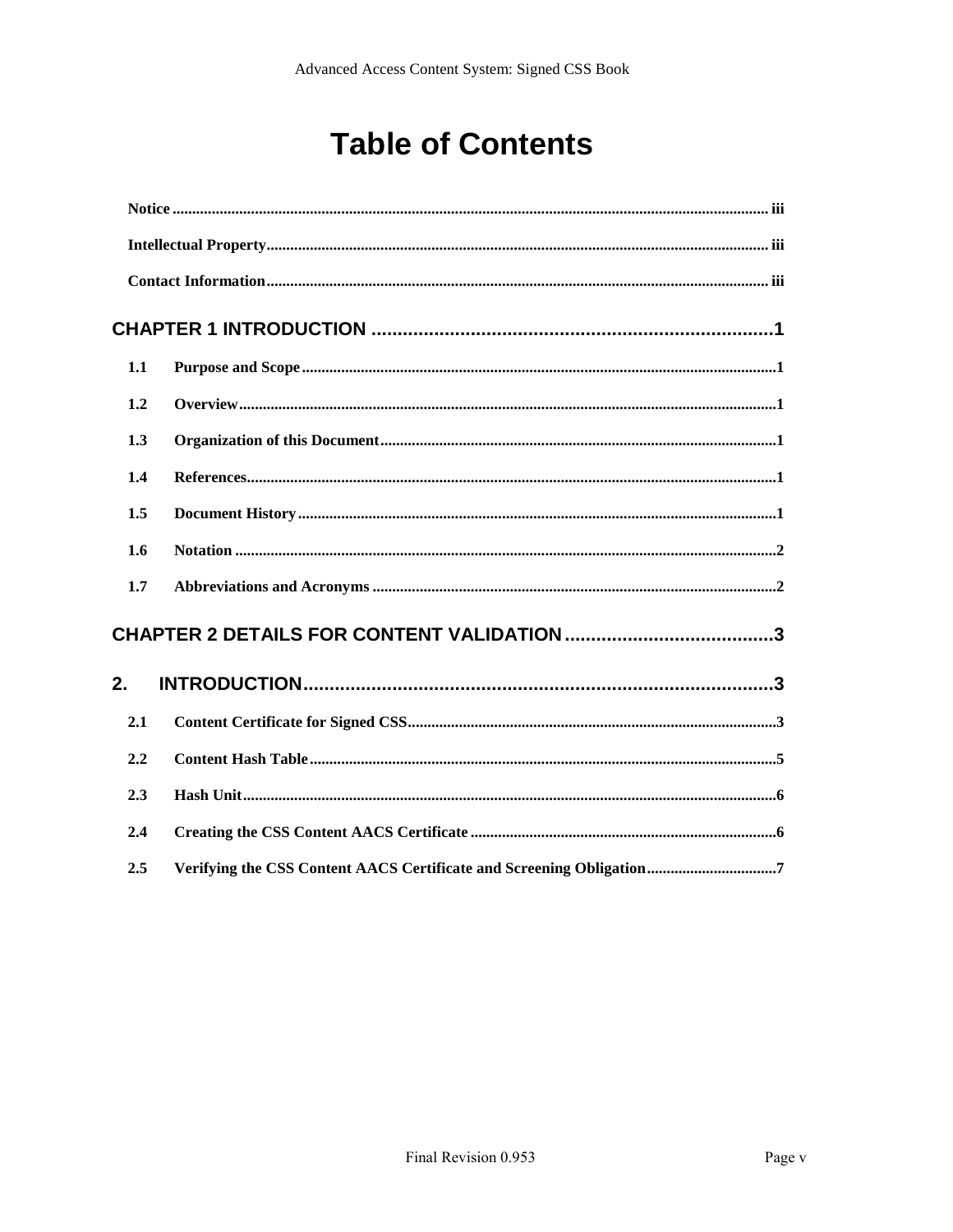# Table of Contents

Notice ..................................................................................................................................... iii

Intellectual Property.................................................................................................................. iii

Contact Information.................................................................................................................. iii

**CHAPTER 1 INTRODUCTION .............................................................................1**

1.1 Purpose and Scope ........................................................................................................1

1.2 Overview........................................................................................................................1

1.3 Organization of this Document.....................................................................................1

1.4 References......................................................................................................................1

1.5 Document History..........................................................................................................1

1.6 Notation ..........................................................................................................................2

1.7 Abbreviations and Acronyms .......................................................................................2

**CHAPTER 2 DETAILS FOR CONTENT VALIDATION........................................3**

**2. INTRODUCTION..........................................................................................3**

2.1 Content Certificate for Signed CSS..............................................................................3

2.2 Content Hash Table.......................................................................................................5

2.3 Hash Unit.......................................................................................................................6

2.4 Creating the CSS Content AACS Certificate ..............................................................6

2.5 Verifying the CSS Content AACS Certificate and Screening Obligation.................................7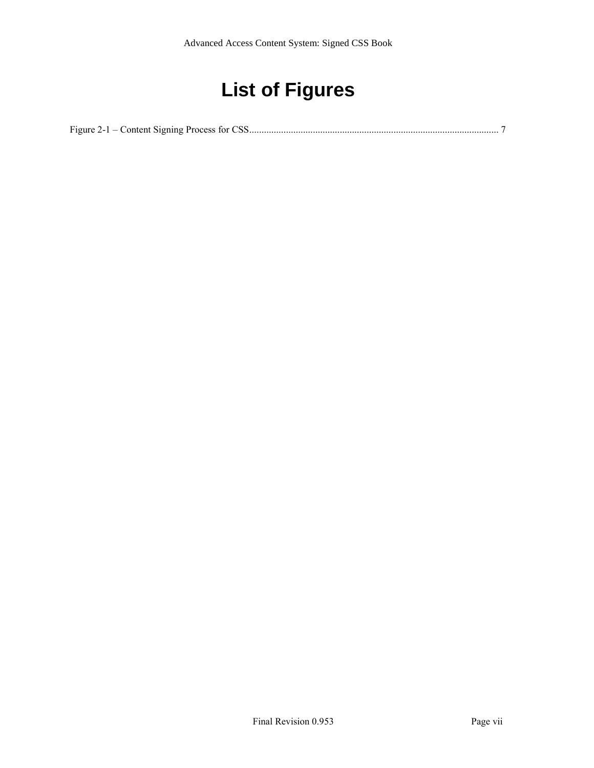# List of Figures

Figure 2-1 – Content Signing Process for CSS........................................................................................................ 7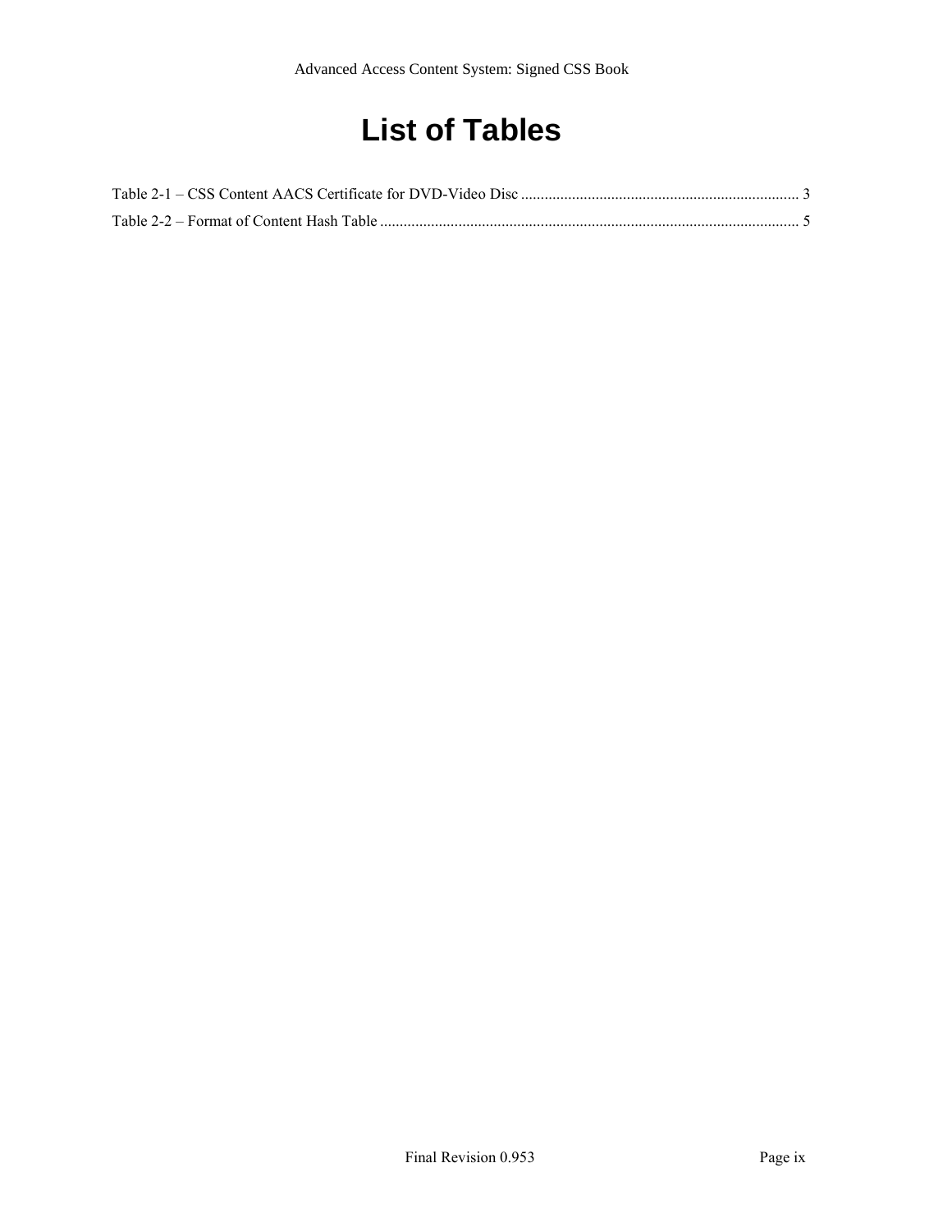# List of Tables

Table 2-1 – CSS Content AACS Certificate for DVD-Video Disc ........................................................................ 3

Table 2-2 – Format of Content Hash Table .......................................................................................................... 5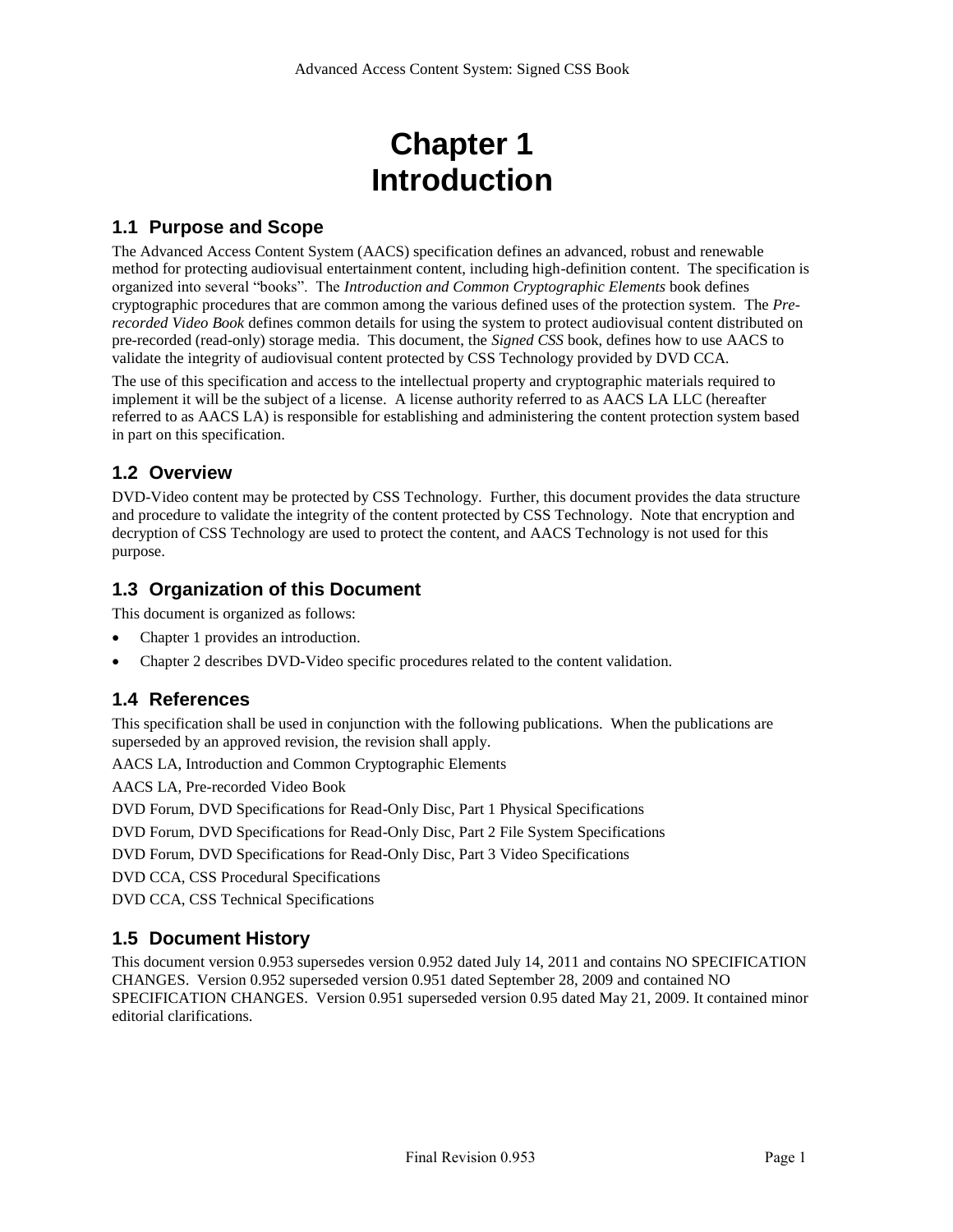# Chapter 1
# Introduction

## 1.1 Purpose and Scope

The Advanced Access Content System (AACS) specification defines an advanced, robust and renewable method for protecting audiovisual entertainment content, including high-definition content. The specification is organized into several "books". The *Introduction and Common Cryptographic Elements* book defines cryptographic procedures that are common among the various defined uses of the protection system. The *Pre-recorded Video Book* defines common details for using the system to protect audiovisual content distributed on pre-recorded (read-only) storage media. This document, the *Signed CSS* book, defines how to use AACS to validate the integrity of audiovisual content protected by CSS Technology provided by DVD CCA.

The use of this specification and access to the intellectual property and cryptographic materials required to implement it will be the subject of a license. A license authority referred to as AACS LA LLC (hereafter referred to as AACS LA) is responsible for establishing and administering the content protection system based in part on this specification.

## 1.2 Overview

DVD-Video content may be protected by CSS Technology. Further, this document provides the data structure and procedure to validate the integrity of the content protected by CSS Technology. Note that encryption and decryption of CSS Technology are used to protect the content, and AACS Technology is not used for this purpose.

## 1.3 Organization of this Document

This document is organized as follows:

- Chapter 1 provides an introduction.
- Chapter 2 describes DVD-Video specific procedures related to the content validation.

## 1.4 References

This specification shall be used in conjunction with the following publications. When the publications are superseded by an approved revision, the revision shall apply.

AACS LA, Introduction and Common Cryptographic Elements

AACS LA, Pre-recorded Video Book

DVD Forum, DVD Specifications for Read-Only Disc, Part 1 Physical Specifications

DVD Forum, DVD Specifications for Read-Only Disc, Part 2 File System Specifications

DVD Forum, DVD Specifications for Read-Only Disc, Part 3 Video Specifications

DVD CCA, CSS Procedural Specifications

DVD CCA, CSS Technical Specifications

## 1.5 Document History

This document version 0.953 supersedes version 0.952 dated July 14, 2011 and contains NO SPECIFICATION CHANGES. Version 0.952 superseded version 0.951 dated September 28, 2009 and contained NO SPECIFICATION CHANGES. Version 0.951 superseded version 0.95 dated May 21, 2009. It contained minor editorial clarifications.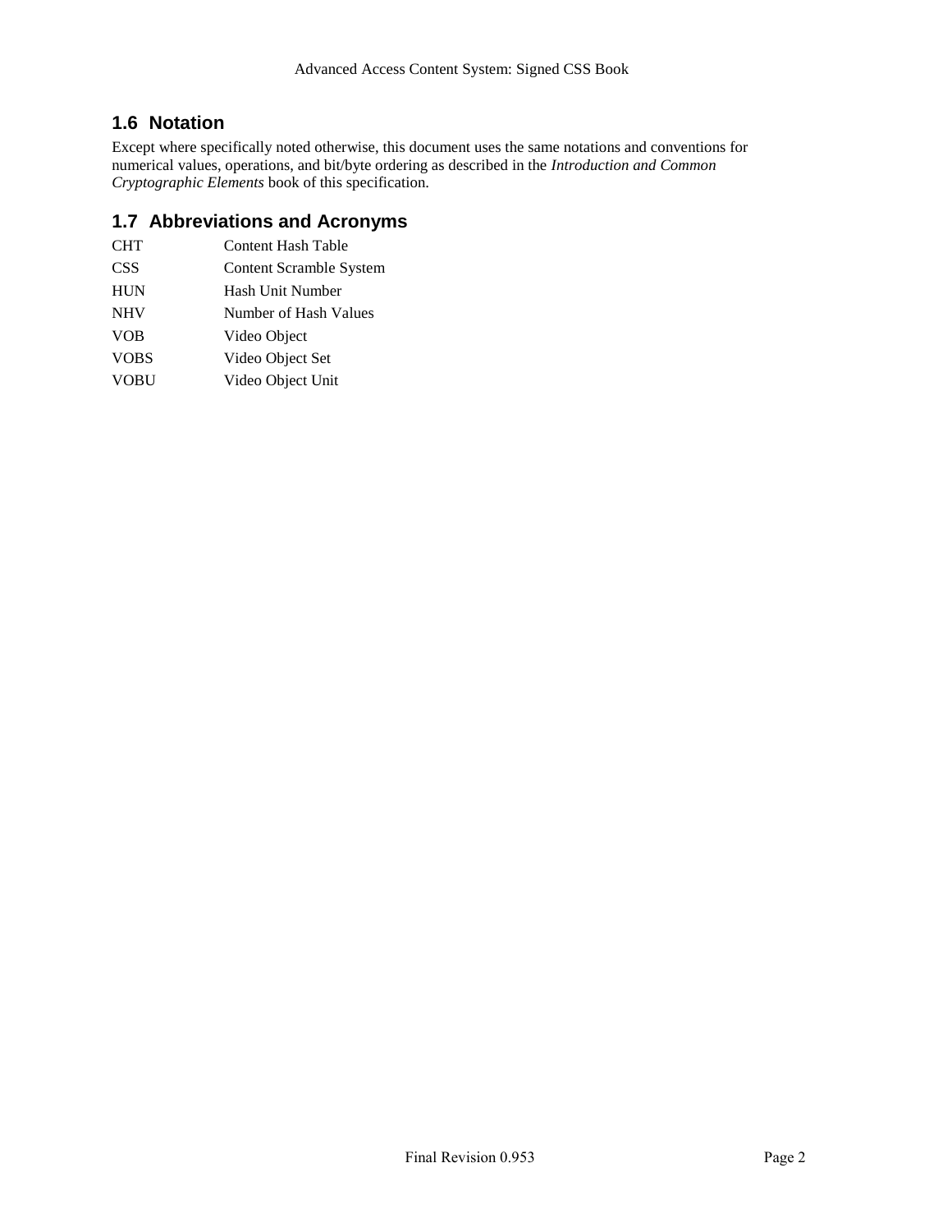## 1.6 Notation

Except where specifically noted otherwise, this document uses the same notations and conventions for numerical values, operations, and bit/byte ordering as described in the *Introduction and Common Cryptographic Elements* book of this specification.

## 1.7 Abbreviations and Acronyms

| | |
|---|---|
| CHT | Content Hash Table |
| CSS | Content Scramble System |
| HUN | Hash Unit Number |
| NHV | Number of Hash Values |
| VOB | Video Object |
| VOBS | Video Object Set |
| VOBU | Video Object Unit |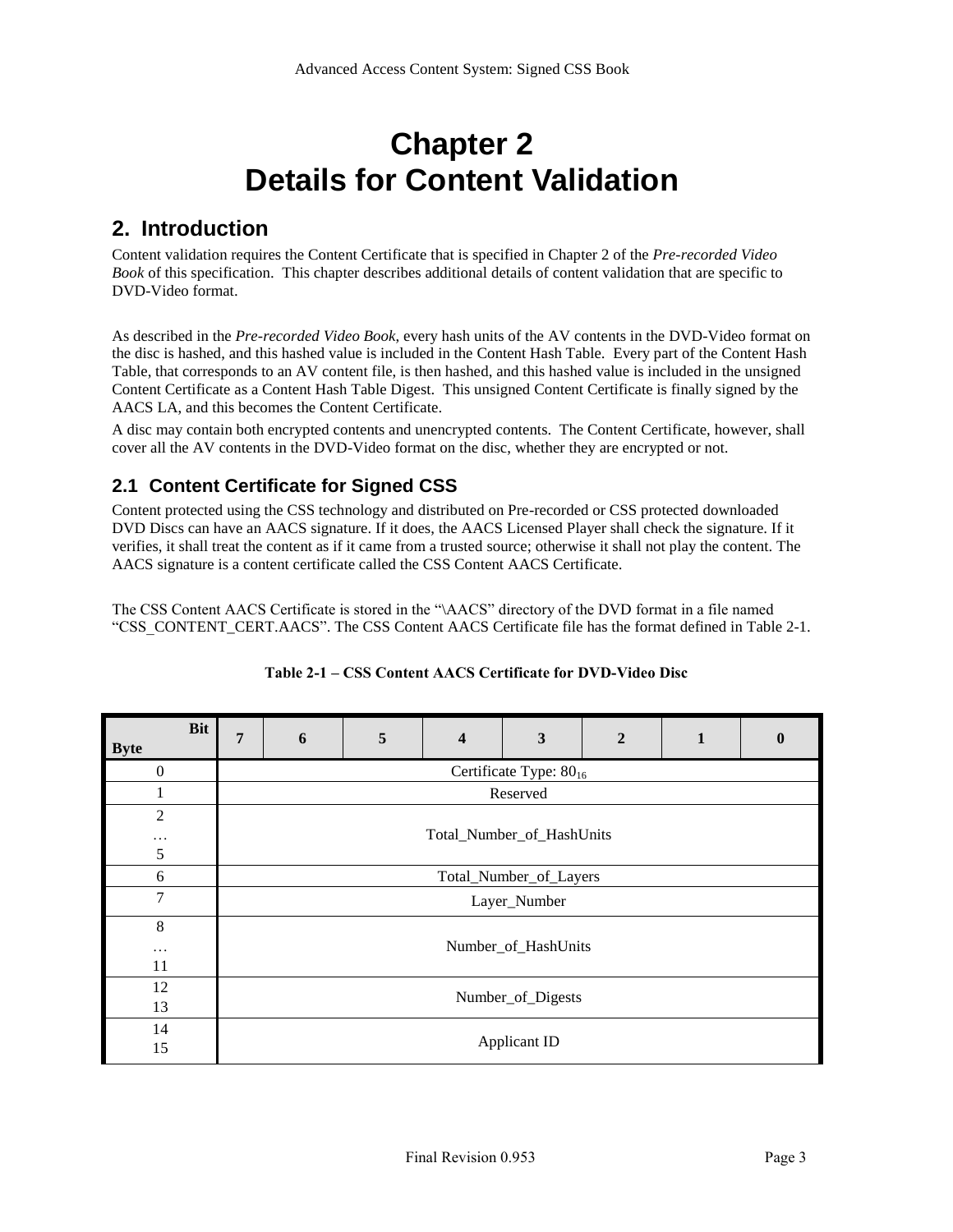# Chapter 2
# Details for Content Validation

## 2. Introduction

Content validation requires the Content Certificate that is specified in Chapter 2 of the *Pre-recorded Video Book* of this specification. This chapter describes additional details of content validation that are specific to DVD-Video format.

As described in the *Pre-recorded Video Book*, every hash units of the AV contents in the DVD-Video format on the disc is hashed, and this hashed value is included in the Content Hash Table. Every part of the Content Hash Table, that corresponds to an AV content file, is then hashed, and this hashed value is included in the unsigned Content Certificate as a Content Hash Table Digest. This unsigned Content Certificate is finally signed by the AACS LA, and this becomes the Content Certificate.

A disc may contain both encrypted contents and unencrypted contents. The Content Certificate, however, shall cover all the AV contents in the DVD-Video format on the disc, whether they are encrypted or not.

### 2.1 Content Certificate for Signed CSS

Content protected using the CSS technology and distributed on Pre-recorded or CSS protected downloaded DVD Discs can have an AACS signature. If it does, the AACS Licensed Player shall check the signature. If it verifies, it shall treat the content as if it came from a trusted source; otherwise it shall not play the content. The AACS signature is a content certificate called the CSS Content AACS Certificate.

The CSS Content AACS Certificate is stored in the "\AACS" directory of the DVD format in a file named "CSS_CONTENT_CERT.AACS". The CSS Content AACS Certificate file has the format defined in Table 2-1.

**Table 2-1 – CSS Content AACS Certificate for DVD-Video Disc**

| Byte \ Bit | 7 | 6 | 5 | 4 | 3 | 2 | 1 | 0 |
|---|---|---|---|---|---|---|---|---|
| 0 | Certificate Type: $80_{16}$ | | | | | | | |
| 1 | Reserved | | | | | | | |
| 2 … 5 | Total_Number_of_HashUnits | | | | | | | |
| 6 | Total_Number_of_Layers | | | | | | | |
| 7 | Layer_Number | | | | | | | |
| 8 … 11 | Number_of_HashUnits | | | | | | | |
| 12 13 | Number_of_Digests | | | | | | | |
| 14 15 | Applicant ID | | | | | | | |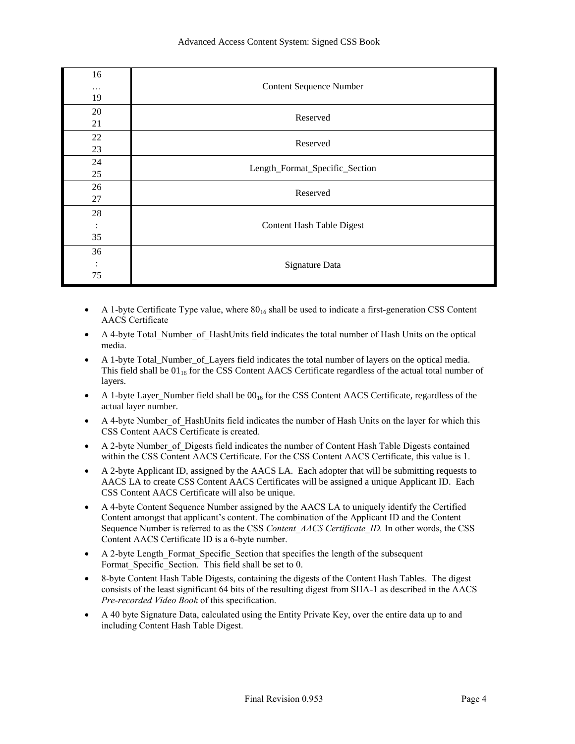| | |
|---|---|
| 16<br>…<br>19 | Content Sequence Number |
| 20<br>21 | Reserved |
| 22<br>23 | Reserved |
| 24<br>25 | Length_Format_Specific_Section |
| 26<br>27 | Reserved |
| 28<br>:<br>35 | Content Hash Table Digest |
| 36<br>:<br>75 | Signature Data |

- A 1-byte Certificate Type value, where $80_{16}$ shall be used to indicate a first-generation CSS Content AACS Certificate
- A 4-byte Total_Number_of_HashUnits field indicates the total number of Hash Units on the optical media.
- A 1-byte Total_Number_of_Layers field indicates the total number of layers on the optical media. This field shall be $01_{16}$ for the CSS Content AACS Certificate regardless of the actual total number of layers.
- A 1-byte Layer_Number field shall be $00_{16}$ for the CSS Content AACS Certificate, regardless of the actual layer number.
- A 4-byte Number_of_HashUnits field indicates the number of Hash Units on the layer for which this CSS Content AACS Certificate is created.
- A 2-byte Number_of_Digests field indicates the number of Content Hash Table Digests contained within the CSS Content AACS Certificate. For the CSS Content AACS Certificate, this value is 1.
- A 2-byte Applicant ID, assigned by the AACS LA. Each adopter that will be submitting requests to AACS LA to create CSS Content AACS Certificates will be assigned a unique Applicant ID. Each CSS Content AACS Certificate will also be unique.
- A 4-byte Content Sequence Number assigned by the AACS LA to uniquely identify the Certified Content amongst that applicant's content. The combination of the Applicant ID and the Content Sequence Number is referred to as the CSS *Content_AACS Certificate_ID.* In other words, the CSS Content AACS Certificate ID is a 6-byte number.
- A 2-byte Length_Format_Specific_Section that specifies the length of the subsequent Format_Specific_Section. This field shall be set to 0.
- 8-byte Content Hash Table Digests, containing the digests of the Content Hash Tables. The digest consists of the least significant 64 bits of the resulting digest from SHA-1 as described in the AACS *Pre-recorded Video Book* of this specification.
- A 40 byte Signature Data, calculated using the Entity Private Key, over the entire data up to and including Content Hash Table Digest.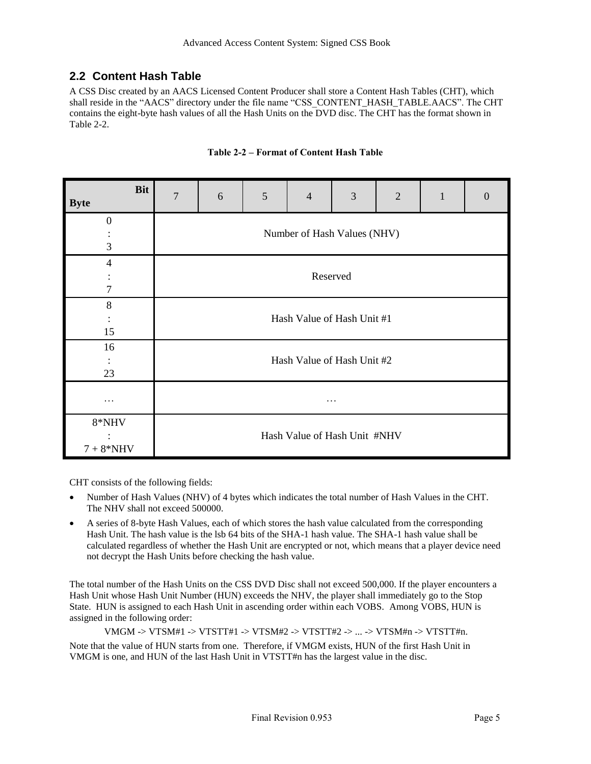## 2.2 Content Hash Table

A CSS Disc created by an AACS Licensed Content Producer shall store a Content Hash Tables (CHT), which shall reside in the "AACS" directory under the file name "CSS_CONTENT_HASH_TABLE.AACS". The CHT contains the eight-byte hash values of all the Hash Units on the DVD disc. The CHT has the format shown in Table 2-2.

**Table 2-2 – Format of Content Hash Table**

| Byte \ Bit | 7 | 6 | 5 | 4 | 3 | 2 | 1 | 0 |
|---|---|---|---|---|---|---|---|---|
| 0 : 3 | Number of Hash Values (NHV) | | | | | | | |
| 4 : 7 | Reserved | | | | | | | |
| 8 : 15 | Hash Value of Hash Unit #1 | | | | | | | |
| 16 : 23 | Hash Value of Hash Unit #2 | | | | | | | |
| … | … | | | | | | | |
| 8*NHV : 7 + 8*NHV | Hash Value of Hash Unit #NHV | | | | | | | |

CHT consists of the following fields:

- Number of Hash Values (NHV) of 4 bytes which indicates the total number of Hash Values in the CHT. The NHV shall not exceed 500000.
- A series of 8-byte Hash Values, each of which stores the hash value calculated from the corresponding Hash Unit. The hash value is the lsb 64 bits of the SHA-1 hash value. The SHA-1 hash value shall be calculated regardless of whether the Hash Unit are encrypted or not, which means that a player device need not decrypt the Hash Units before checking the hash value.

The total number of the Hash Units on the CSS DVD Disc shall not exceed 500,000. If the player encounters a Hash Unit whose Hash Unit Number (HUN) exceeds the NHV, the player shall immediately go to the Stop State. HUN is assigned to each Hash Unit in ascending order within each VOBS. Among VOBS, HUN is assigned in the following order:

VMGM -> VTSM#1 -> VTSTT#1 -> VTSM#2 -> VTSTT#2 -> ... -> VTSM#n -> VTSTT#n.

Note that the value of HUN starts from one. Therefore, if VMGM exists, HUN of the first Hash Unit in VMGM is one, and HUN of the last Hash Unit in VTSTT#n has the largest value in the disc.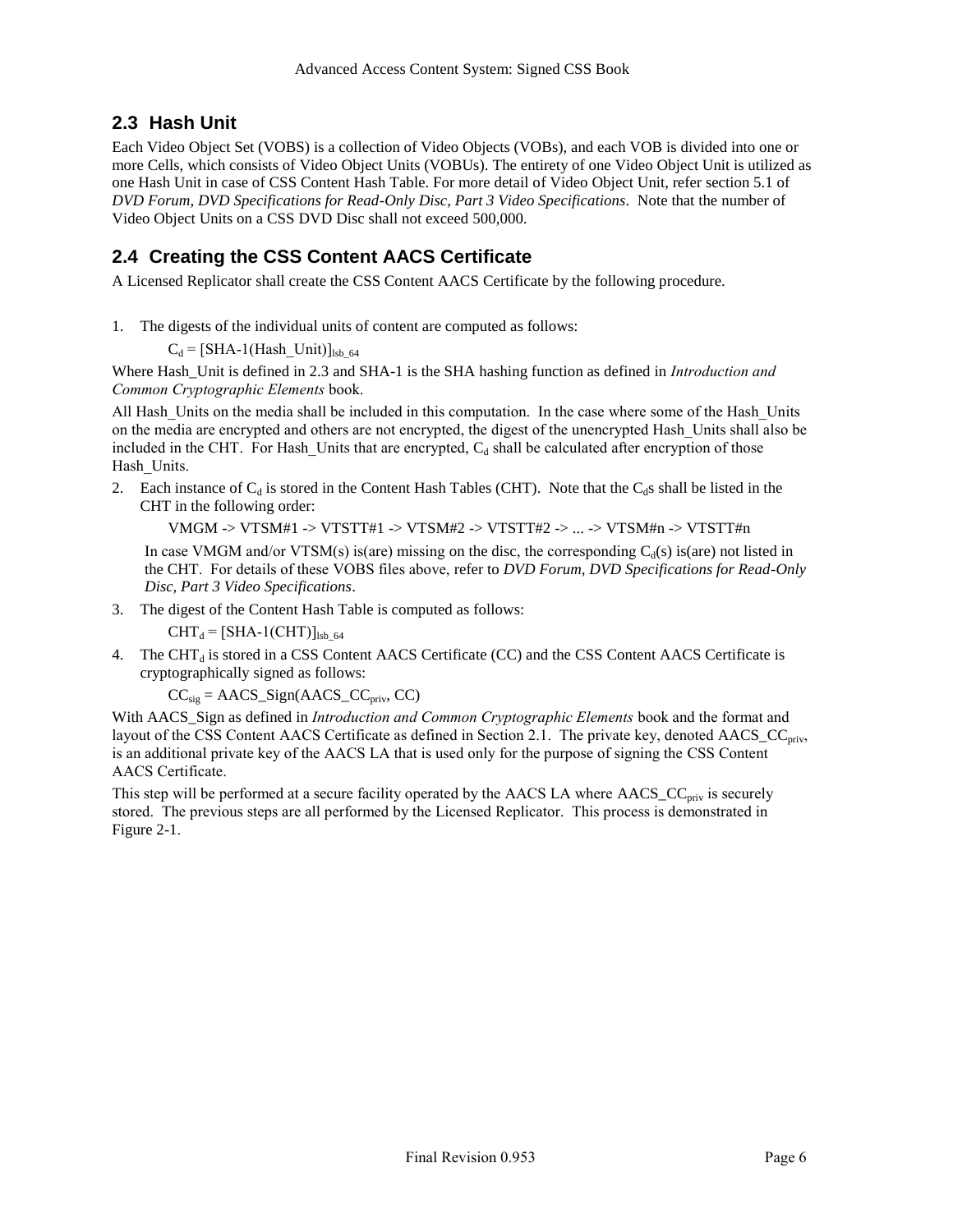## 2.3 Hash Unit

Each Video Object Set (VOBS) is a collection of Video Objects (VOBs), and each VOB is divided into one or more Cells, which consists of Video Object Units (VOBUs). The entirety of one Video Object Unit is utilized as one Hash Unit in case of CSS Content Hash Table. For more detail of Video Object Unit, refer section 5.1 of *DVD Forum, DVD Specifications for Read-Only Disc, Part 3 Video Specifications*. Note that the number of Video Object Units on a CSS DVD Disc shall not exceed 500,000.

## 2.4 Creating the CSS Content AACS Certificate

A Licensed Replicator shall create the CSS Content AACS Certificate by the following procedure.

1. The digests of the individual units of content are computed as follows:

   $C_d = [\text{SHA-1}(\text{Hash\_Unit})]_{lsb\_64}$

Where Hash_Unit is defined in 2.3 and SHA-1 is the SHA hashing function as defined in *Introduction and Common Cryptographic Elements* book.

All Hash_Units on the media shall be included in this computation. In the case where some of the Hash_Units on the media are encrypted and others are not encrypted, the digest of the unencrypted Hash_Units shall also be included in the CHT. For Hash_Units that are encrypted, $C_d$ shall be calculated after encryption of those Hash_Units.

2. Each instance of $C_d$ is stored in the Content Hash Tables (CHT). Note that the $C_d$s shall be listed in the CHT in the following order:

   VMGM -> VTSM#1 -> VTSTT#1 -> VTSM#2 -> VTSTT#2 -> ... -> VTSM#n -> VTSTT#n

   In case VMGM and/or VTSM(s) is(are) missing on the disc, the corresponding $C_d$(s) is(are) not listed in the CHT. For details of these VOBS files above, refer to *DVD Forum, DVD Specifications for Read-Only Disc, Part 3 Video Specifications*.

3. The digest of the Content Hash Table is computed as follows:

   $CHT_d = [\text{SHA-1}(\text{CHT})]_{lsb\_64}$

4. The $CHT_d$ is stored in a CSS Content AACS Certificate (CC) and the CSS Content AACS Certificate is cryptographically signed as follows:

   $CC_{sig} = \text{AACS\_Sign}(\text{AACS\_CC}_{priv}, \text{CC})$

With AACS_Sign as defined in *Introduction and Common Cryptographic Elements* book and the format and layout of the CSS Content AACS Certificate as defined in Section 2.1. The private key, denoted $\text{AACS\_CC}_{priv}$, is an additional private key of the AACS LA that is used only for the purpose of signing the CSS Content AACS Certificate.

This step will be performed at a secure facility operated by the AACS LA where $\text{AACS\_CC}_{priv}$ is securely stored. The previous steps are all performed by the Licensed Replicator. This process is demonstrated in Figure 2-1.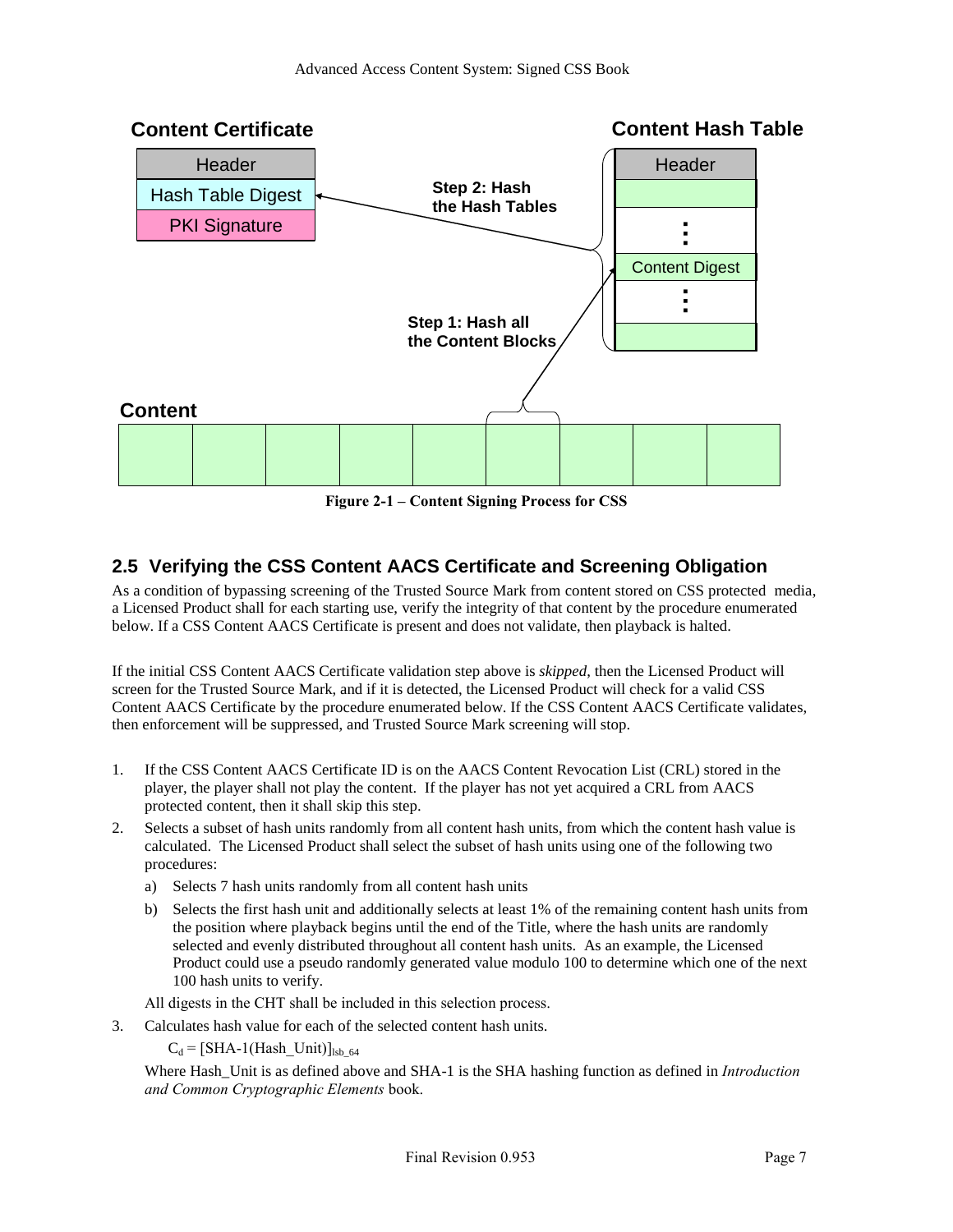Content Certificate

| Header |
| --- |
| Hash Table Digest |
| PKI Signature |

Content Hash Table

| Header |
| --- |
| |
| ⋮ |
| Content Digest |
| ⋮ |
| |

Step 2: Hash the Hash Tables

Step 1: Hash all the Content Blocks

Content

**Figure 2-1 – Content Signing Process for CSS**

## 2.5 Verifying the CSS Content AACS Certificate and Screening Obligation

As a condition of bypassing screening of the Trusted Source Mark from content stored on CSS protected media, a Licensed Product shall for each starting use, verify the integrity of that content by the procedure enumerated below. If a CSS Content AACS Certificate is present and does not validate, then playback is halted.

If the initial CSS Content AACS Certificate validation step above is *skipped*, then the Licensed Product will screen for the Trusted Source Mark, and if it is detected, the Licensed Product will check for a valid CSS Content AACS Certificate by the procedure enumerated below. If the CSS Content AACS Certificate validates, then enforcement will be suppressed, and Trusted Source Mark screening will stop.

1. If the CSS Content AACS Certificate ID is on the AACS Content Revocation List (CRL) stored in the player, the player shall not play the content. If the player has not yet acquired a CRL from AACS protected content, then it shall skip this step.
2. Selects a subset of hash units randomly from all content hash units, from which the content hash value is calculated. The Licensed Product shall select the subset of hash units using one of the following two procedures:
   a) Selects 7 hash units randomly from all content hash units
   b) Selects the first hash unit and additionally selects at least 1% of the remaining content hash units from the position where playback begins until the end of the Title, where the hash units are randomly selected and evenly distributed throughout all content hash units. As an example, the Licensed Product could use a pseudo randomly generated value modulo 100 to determine which one of the next 100 hash units to verify.

   All digests in the CHT shall be included in this selection process.
3. Calculates hash value for each of the selected content hash units.

   $C_d = [\text{SHA-1}(\text{Hash\_Unit})]_{lsb\_64}$

   Where Hash_Unit is as defined above and SHA-1 is the SHA hashing function as defined in *Introduction and Common Cryptographic Elements* book.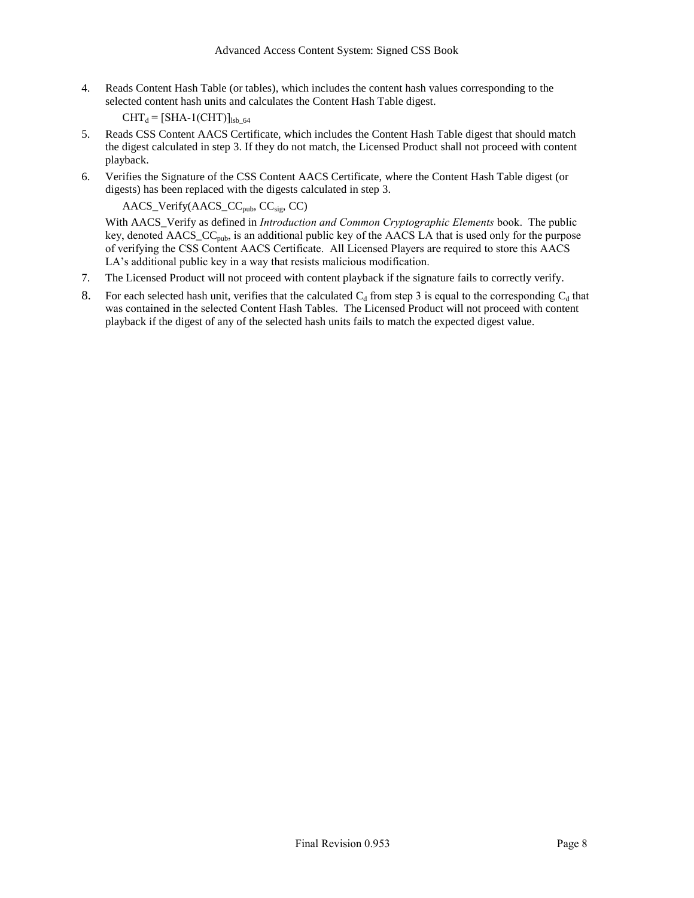4. Reads Content Hash Table (or tables), which includes the content hash values corresponding to the selected content hash units and calculates the Content Hash Table digest.

   $CHT_d = [\text{SHA-1}(CHT)]_{lsb\_64}$

5. Reads CSS Content AACS Certificate, which includes the Content Hash Table digest that should match the digest calculated in step 3. If they do not match, the Licensed Product shall not proceed with content playback.

6. Verifies the Signature of the CSS Content AACS Certificate, where the Content Hash Table digest (or digests) has been replaced with the digests calculated in step 3.

   $\text{AACS\_Verify}(\text{AACS\_CC}_{pub}, CC_{sig}, CC)$

   With AACS_Verify as defined in *Introduction and Common Cryptographic Elements* book. The public key, denoted $\text{AACS\_CC}_{pub}$, is an additional public key of the AACS LA that is used only for the purpose of verifying the CSS Content AACS Certificate. All Licensed Players are required to store this AACS LA's additional public key in a way that resists malicious modification.

7. The Licensed Product will not proceed with content playback if the signature fails to correctly verify.

8. For each selected hash unit, verifies that the calculated $C_d$ from step 3 is equal to the corresponding $C_d$ that was contained in the selected Content Hash Tables. The Licensed Product will not proceed with content playback if the digest of any of the selected hash units fails to match the expected digest value.